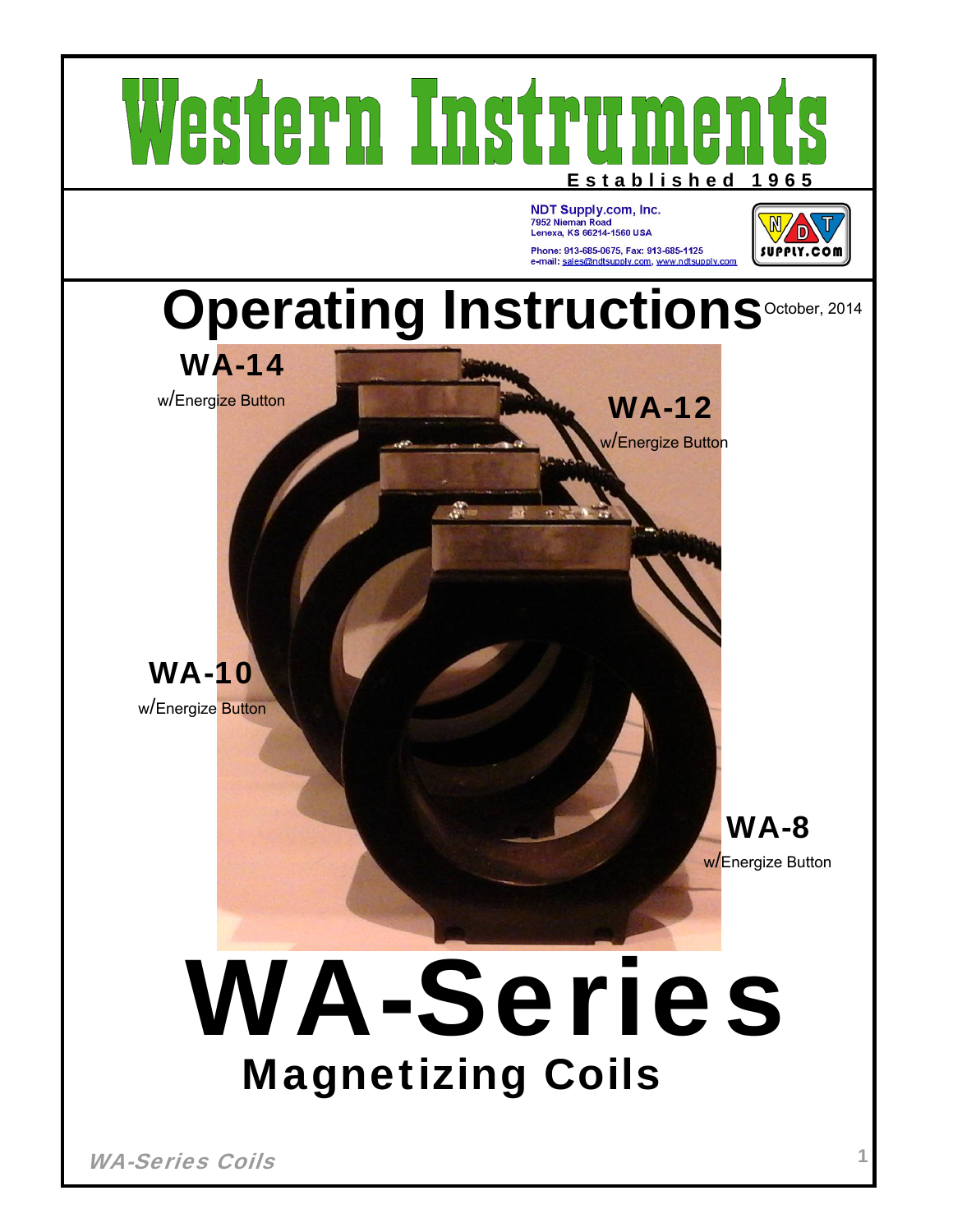# Western Instruments

**Established 1965**

**NDT Supply.com, Inc.**
7952 Nieman Road
Lenexa, KS 66214-1560 USA
Phone: 913-685-0675, Fax: 913-685-1125
e-mail: sales@ndtsupply.com, www.ndtsupply.com

SUPPLY.COM

# Operating Instructions

October, 2014

**WA-14**
w/Energize Button

**WA-12**
w/Energize Button

**WA-10**
w/Energize Button

**WA-8**
w/Energize Button

# WA-Series

## Magnetizing Coils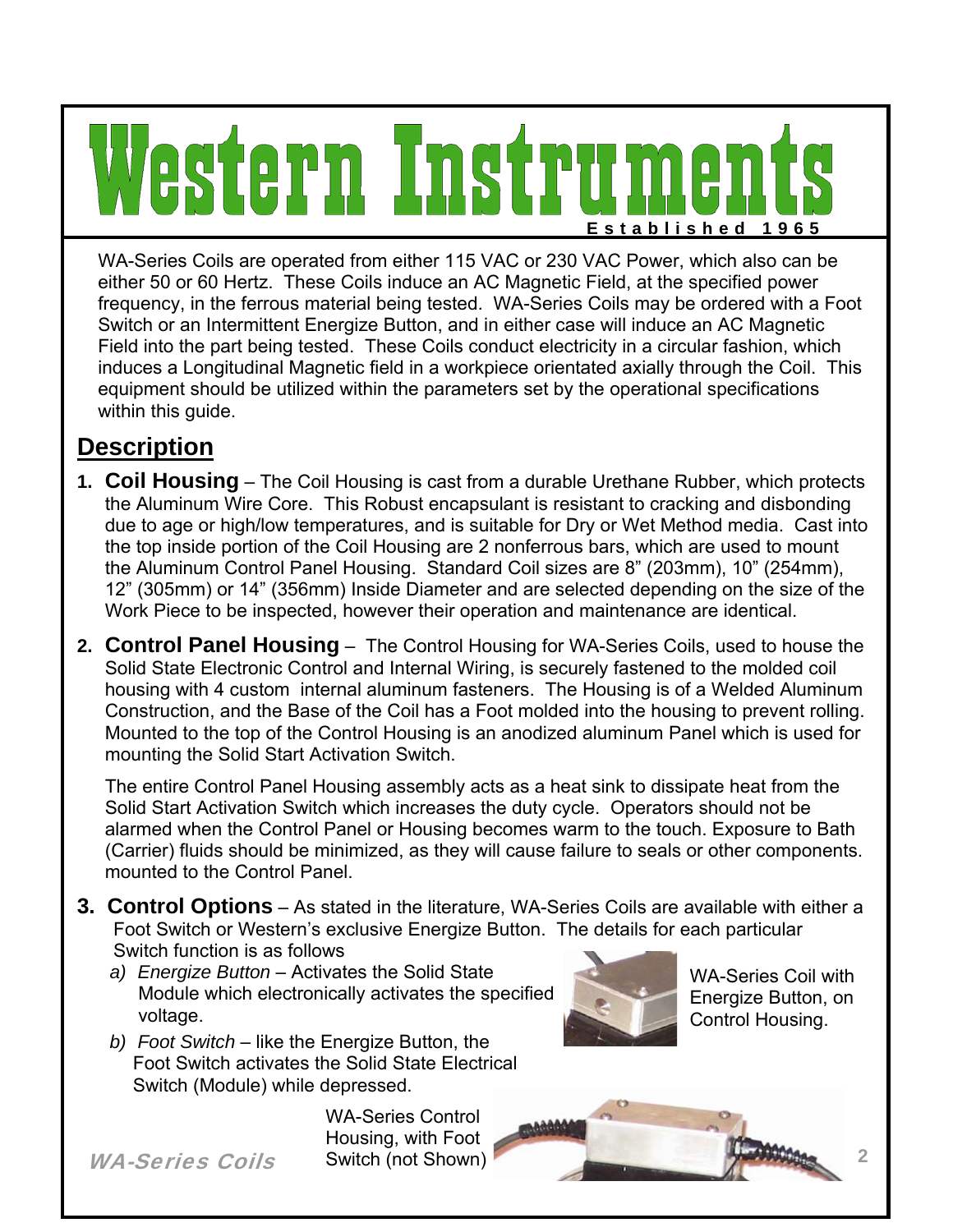# Western Instruments

**Established 1965**

WA-Series Coils are operated from either 115 VAC or 230 VAC Power, which also can be either 50 or 60 Hertz. These Coils induce an AC Magnetic Field, at the specified power frequency, in the ferrous material being tested. WA-Series Coils may be ordered with a Foot Switch or an Intermittent Energize Button, and in either case will induce an AC Magnetic Field into the part being tested. These Coils conduct electricity in a circular fashion, which induces a Longitudinal Magnetic field in a workpiece orientated axially through the Coil. This equipment should be utilized within the parameters set by the operational specifications within this guide.

## Description

1. **Coil Housing** – The Coil Housing is cast from a durable Urethane Rubber, which protects the Aluminum Wire Core. This Robust encapsulant is resistant to cracking and disbonding due to age or high/low temperatures, and is suitable for Dry or Wet Method media. Cast into the top inside portion of the Coil Housing are 2 nonferrous bars, which are used to mount the Aluminum Control Panel Housing. Standard Coil sizes are 8" (203mm), 10" (254mm), 12" (305mm) or 14" (356mm) Inside Diameter and are selected depending on the size of the Work Piece to be inspected, however their operation and maintenance are identical.

2. **Control Panel Housing** – The Control Housing for WA-Series Coils, used to house the Solid State Electronic Control and Internal Wiring, is securely fastened to the molded coil housing with 4 custom internal aluminum fasteners. The Housing is of a Welded Aluminum Construction, and the Base of the Coil has a Foot molded into the housing to prevent rolling. Mounted to the top of the Control Housing is an anodized aluminum Panel which is used for mounting the Solid Start Activation Switch.

   The entire Control Panel Housing assembly acts as a heat sink to dissipate heat from the Solid Start Activation Switch which increases the duty cycle. Operators should not be alarmed when the Control Panel or Housing becomes warm to the touch. Exposure to Bath (Carrier) fluids should be minimized, as they will cause failure to seals or other components. mounted to the Control Panel.

3. **Control Options** – As stated in the literature, WA-Series Coils are available with either a Foot Switch or Western's exclusive Energize Button. The details for each particular Switch function is as follows
   a) *Energize Button* – Activates the Solid State Module which electronically activates the specified voltage.
   b) *Foot Switch* – like the Energize Button, the Foot Switch activates the Solid State Electrical Switch (Module) while depressed.

WA-Series Coil with Energize Button, on Control Housing.

WA-Series Control Housing, with Foot Switch (not Shown)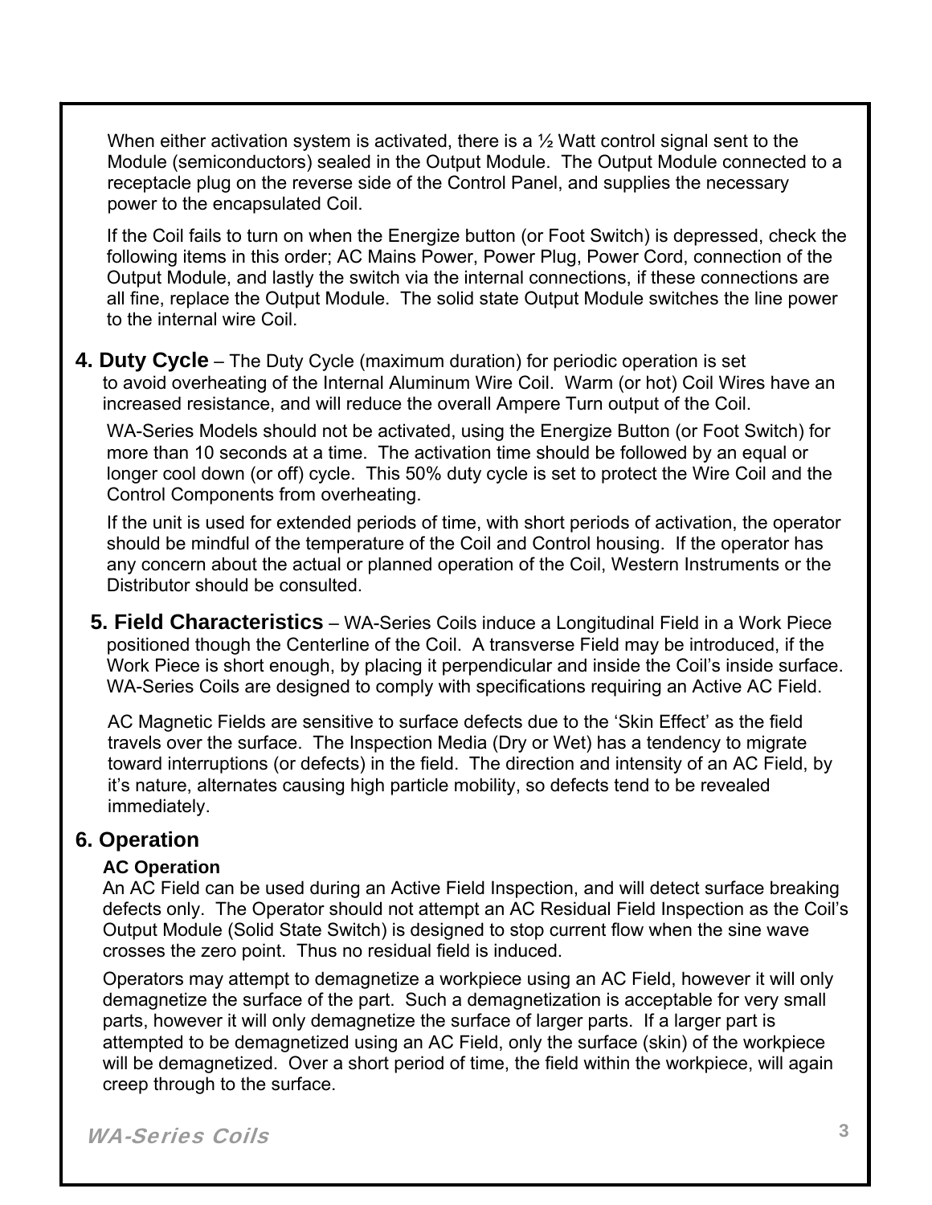When either activation system is activated, there is a ½ Watt control signal sent to the Module (semiconductors) sealed in the Output Module. The Output Module connected to a receptacle plug on the reverse side of the Control Panel, and supplies the necessary power to the encapsulated Coil.

If the Coil fails to turn on when the Energize button (or Foot Switch) is depressed, check the following items in this order; AC Mains Power, Power Plug, Power Cord, connection of the Output Module, and lastly the switch via the internal connections, if these connections are all fine, replace the Output Module. The solid state Output Module switches the line power to the internal wire Coil.

**4. Duty Cycle** – The Duty Cycle (maximum duration) for periodic operation is set to avoid overheating of the Internal Aluminum Wire Coil. Warm (or hot) Coil Wires have an increased resistance, and will reduce the overall Ampere Turn output of the Coil.

WA-Series Models should not be activated, using the Energize Button (or Foot Switch) for more than 10 seconds at a time. The activation time should be followed by an equal or longer cool down (or off) cycle. This 50% duty cycle is set to protect the Wire Coil and the Control Components from overheating.

If the unit is used for extended periods of time, with short periods of activation, the operator should be mindful of the temperature of the Coil and Control housing. If the operator has any concern about the actual or planned operation of the Coil, Western Instruments or the Distributor should be consulted.

**5. Field Characteristics** – WA-Series Coils induce a Longitudinal Field in a Work Piece positioned though the Centerline of the Coil. A transverse Field may be introduced, if the Work Piece is short enough, by placing it perpendicular and inside the Coil's inside surface. WA-Series Coils are designed to comply with specifications requiring an Active AC Field.

AC Magnetic Fields are sensitive to surface defects due to the 'Skin Effect' as the field travels over the surface. The Inspection Media (Dry or Wet) has a tendency to migrate toward interruptions (or defects) in the field. The direction and intensity of an AC Field, by it's nature, alternates causing high particle mobility, so defects tend to be revealed immediately.

## 6. Operation

**AC Operation**

An AC Field can be used during an Active Field Inspection, and will detect surface breaking defects only. The Operator should not attempt an AC Residual Field Inspection as the Coil's Output Module (Solid State Switch) is designed to stop current flow when the sine wave crosses the zero point. Thus no residual field is induced.

Operators may attempt to demagnetize a workpiece using an AC Field, however it will only demagnetize the surface of the part. Such a demagnetization is acceptable for very small parts, however it will only demagnetize the surface of larger parts. If a larger part is attempted to be demagnetized using an AC Field, only the surface (skin) of the workpiece will be demagnetized. Over a short period of time, the field within the workpiece, will again creep through to the surface.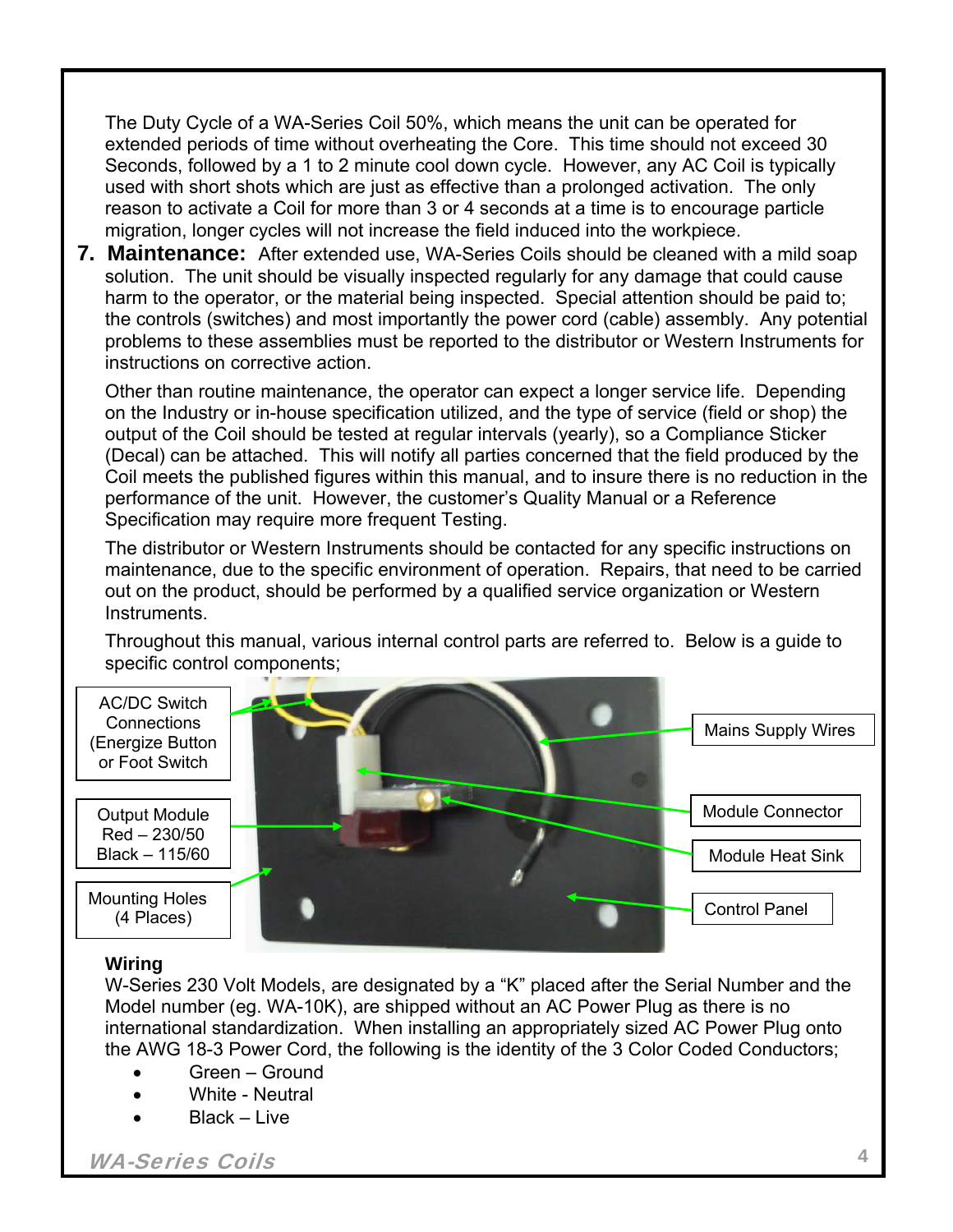The Duty Cycle of a WA-Series Coil 50%, which means the unit can be operated for extended periods of time without overheating the Core. This time should not exceed 30 Seconds, followed by a 1 to 2 minute cool down cycle. However, any AC Coil is typically used with short shots which are just as effective than a prolonged activation. The only reason to activate a Coil for more than 3 or 4 seconds at a time is to encourage particle migration, longer cycles will not increase the field induced into the workpiece.

## 7. Maintenance:

After extended use, WA-Series Coils should be cleaned with a mild soap solution. The unit should be visually inspected regularly for any damage that could cause harm to the operator, or the material being inspected. Special attention should be paid to; the controls (switches) and most importantly the power cord (cable) assembly. Any potential problems to these assemblies must be reported to the distributor or Western Instruments for instructions on corrective action.

Other than routine maintenance, the operator can expect a longer service life. Depending on the Industry or in-house specification utilized, and the type of service (field or shop) the output of the Coil should be tested at regular intervals (yearly), so a Compliance Sticker (Decal) can be attached. This will notify all parties concerned that the field produced by the Coil meets the published figures within this manual, and to insure there is no reduction in the performance of the unit. However, the customer's Quality Manual or a Reference Specification may require more frequent Testing.

The distributor or Western Instruments should be contacted for any specific instructions on maintenance, due to the specific environment of operation. Repairs, that need to be carried out on the product, should be performed by a qualified service organization or Western Instruments.

Throughout this manual, various internal control parts are referred to. Below is a guide to specific control components;

AC/DC Switch Connections (Energize Button or Foot Switch

Output Module Red – 230/50 Black – 115/60

Mounting Holes (4 Places)

Mains Supply Wires

Module Connector

Module Heat Sink

Control Panel

### Wiring

W-Series 230 Volt Models, are designated by a "K" placed after the Serial Number and the Model number (eg. WA-10K), are shipped without an AC Power Plug as there is no international standardization. When installing an appropriately sized AC Power Plug onto the AWG 18-3 Power Cord, the following is the identity of the 3 Color Coded Conductors;

- Green – Ground
- White - Neutral
- Black – Live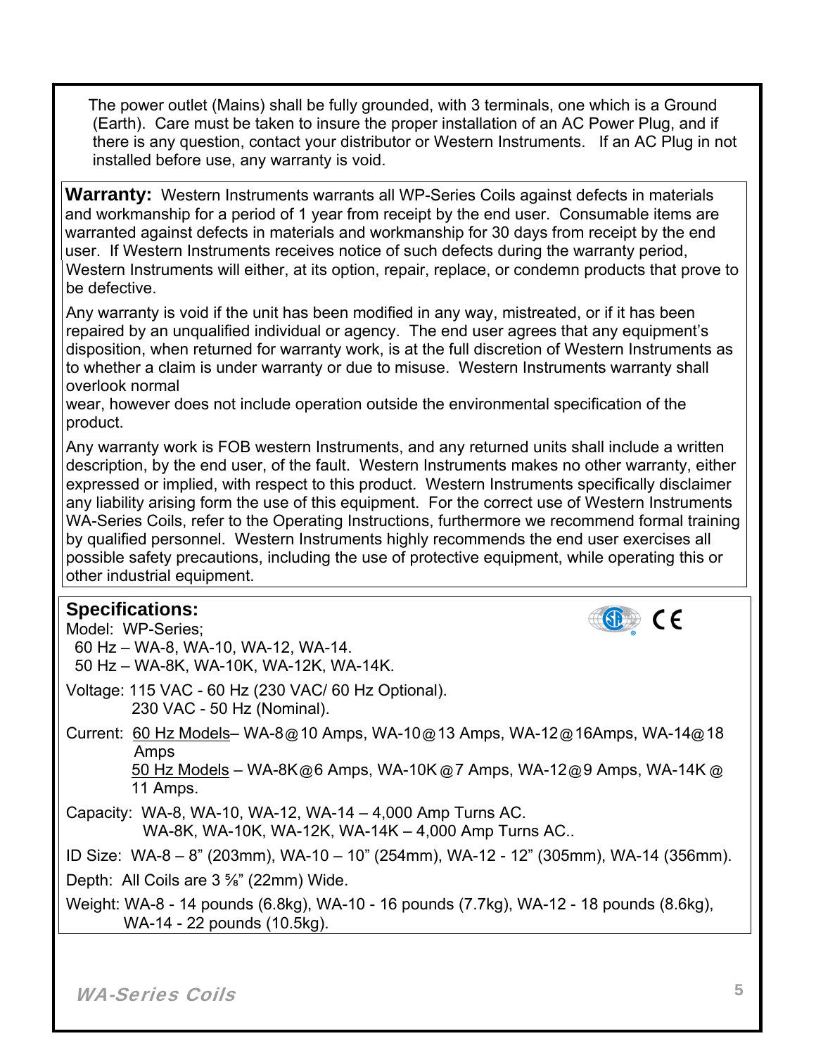The power outlet (Mains) shall be fully grounded, with 3 terminals, one which is a Ground (Earth). Care must be taken to insure the proper installation of an AC Power Plug, and if there is any question, contact your distributor or Western Instruments. If an AC Plug in not installed before use, any warranty is void.

**Warranty:** Western Instruments warrants all WP-Series Coils against defects in materials and workmanship for a period of 1 year from receipt by the end user. Consumable items are warranted against defects in materials and workmanship for 30 days from receipt by the end user. If Western Instruments receives notice of such defects during the warranty period, Western Instruments will either, at its option, repair, replace, or condemn products that prove to be defective.

Any warranty is void if the unit has been modified in any way, mistreated, or if it has been repaired by an unqualified individual or agency. The end user agrees that any equipment's disposition, when returned for warranty work, is at the full discretion of Western Instruments as to whether a claim is under warranty or due to misuse. Western Instruments warranty shall overlook normal
wear, however does not include operation outside the environmental specification of the product.

Any warranty work is FOB western Instruments, and any returned units shall include a written description, by the end user, of the fault. Western Instruments makes no other warranty, either expressed or implied, with respect to this product. Western Instruments specifically disclaimer any liability arising form the use of this equipment. For the correct use of Western Instruments WA-Series Coils, refer to the Operating Instructions, furthermore we recommend formal training by qualified personnel. Western Instruments highly recommends the end user exercises all possible safety precautions, including the use of protective equipment, while operating this or other industrial equipment.

**Specifications:**

Model: WP-Series;
60 Hz – WA-8, WA-10, WA-12, WA-14.
50 Hz – WA-8K, WA-10K, WA-12K, WA-14K.

Voltage: 115 VAC - 60 Hz (230 VAC/ 60 Hz Optional).
230 VAC - 50 Hz (Nominal).

Current: 60 Hz Models– WA-8@10 Amps, WA-10@13 Amps, WA-12@16Amps, WA-14@18 Amps
50 Hz Models – WA-8K@6 Amps, WA-10K@7 Amps, WA-12@9 Amps, WA-14K@ 11 Amps.

Capacity: WA-8, WA-10, WA-12, WA-14 – 4,000 Amp Turns AC.
WA-8K, WA-10K, WA-12K, WA-14K – 4,000 Amp Turns AC..

ID Size: WA-8 – 8" (203mm), WA-10 – 10" (254mm), WA-12 - 12" (305mm), WA-14 (356mm).

Depth: All Coils are 3 ⅝" (22mm) Wide.

Weight: WA-8 - 14 pounds (6.8kg), WA-10 - 16 pounds (7.7kg), WA-12 - 18 pounds (8.6kg), WA-14 - 22 pounds (10.5kg).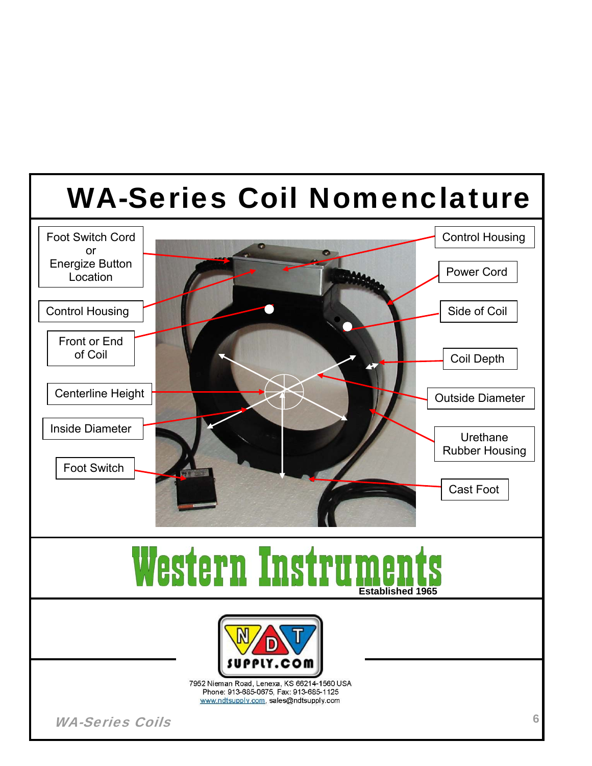# WA-Series Coil Nomenclature

Foot Switch Cord or Energize Button Location

Control Housing

Front or End of Coil

Centerline Height

Inside Diameter

Foot Switch

Control Housing

Power Cord

Side of Coil

Coil Depth

Outside Diameter

Urethane Rubber Housing

Cast Foot

Western Instruments

Established 1965

NDT SUPPLY.COM

7952 Nieman Road, Lenexa, KS 66214-1560 USA
Phone: 913-685-0675, Fax: 913-685-1125
www.ndtsupply.com, sales@ndtsupply.com